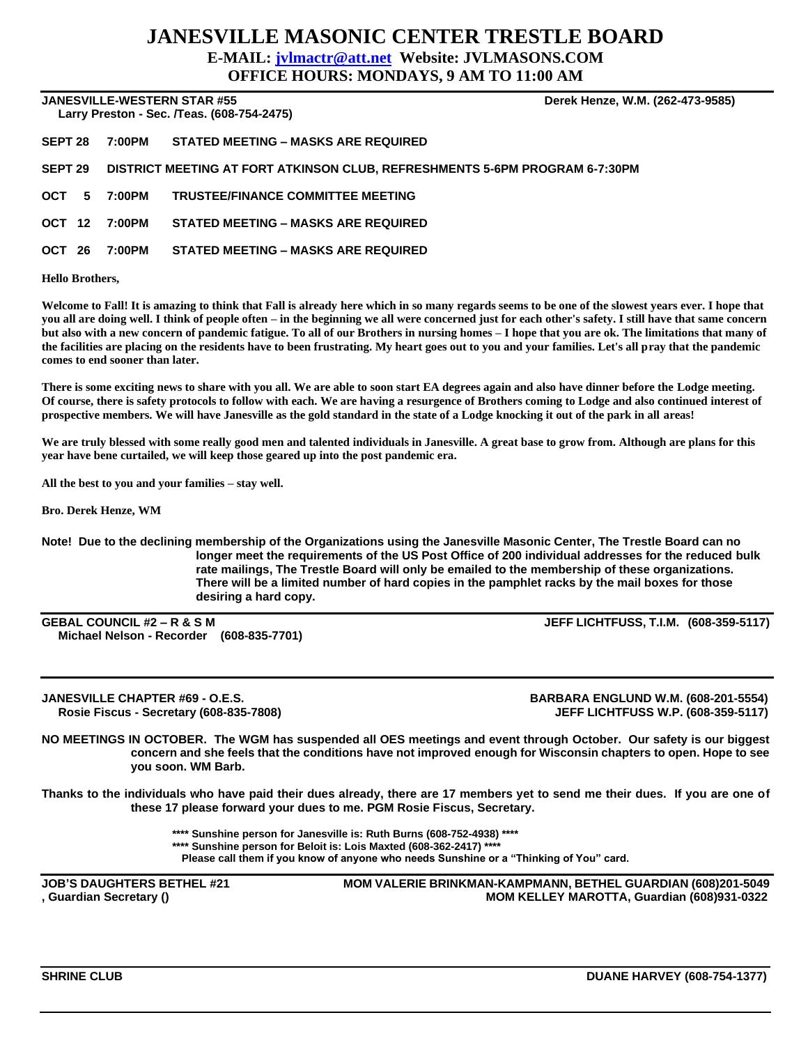# JANESVILLE MASONIC CENTER TRESTLE BOARD

**E-MAIL: jvlmactr@att.net Website: JVLMASONS.COM**

**OFFICE HOURS: MONDAYS, 9 AM TO 11:00 AM**

---

**JANESVILLE-WESTERN STAR #55** — **Derek Henze, W.M. (262-473-9585)**

**Larry Preston - Sec. /Teas. (608-754-2475)**

**SEPT 28 7:00PM STATED MEETING – MASKS ARE REQUIRED**

**SEPT 29 DISTRICT MEETING AT FORT ATKINSON CLUB, REFRESHMENTS 5-6PM PROGRAM 6-7:30PM**

**OCT 5 7:00PM TRUSTEE/FINANCE COMMITTEE MEETING**

**OCT 12 7:00PM STATED MEETING – MASKS ARE REQUIRED**

**OCT 26 7:00PM STATED MEETING – MASKS ARE REQUIRED**

**Hello Brothers,**

**Welcome to Fall! It is amazing to think that Fall is already here which in so many regards seems to be one of the slowest years ever. I hope that you all are doing well. I think of people often – in the beginning we all were concerned just for each other's safety. I still have that same concern but also with a new concern of pandemic fatigue. To all of our Brothers in nursing homes – I hope that you are ok. The limitations that many of the facilities are placing on the residents have to been frustrating. My heart goes out to you and your families. Let's all pray that the pandemic comes to end sooner than later.**

**There is some exciting news to share with you all. We are able to soon start EA degrees again and also have dinner before the Lodge meeting. Of course, there is safety protocols to follow with each. We are having a resurgence of Brothers coming to Lodge and also continued interest of prospective members. We will have Janesville as the gold standard in the state of a Lodge knocking it out of the park in all areas!**

**We are truly blessed with some really good men and talented individuals in Janesville. A great base to grow from. Although are plans for this year have bene curtailed, we will keep those geared up into the post pandemic era.**

**All the best to you and your families – stay well.**

**Bro. Derek Henze, WM**

**Note! Due to the declining membership of the Organizations using the Janesville Masonic Center, The Trestle Board can no longer meet the requirements of the US Post Office of 200 individual addresses for the reduced bulk rate mailings, The Trestle Board will only be emailed to the membership of these organizations. There will be a limited number of hard copies in the pamphlet racks by the mail boxes for those desiring a hard copy.**

---

**GEBAL COUNCIL #2 – R & S M** — **JEFF LICHTFUSS, T.I.M. (608-359-5117)**

**Michael Nelson - Recorder (608-835-7701)**

---

**JANESVILLE CHAPTER #69 - O.E.S.** — **BARBARA ENGLUND W.M. (608-201-5554)**

**Rosie Fiscus - Secretary (608-835-7808)** — **JEFF LICHTFUSS W.P. (608-359-5117)**

**NO MEETINGS IN OCTOBER. The WGM has suspended all OES meetings and event through October. Our safety is our biggest concern and she feels that the conditions have not improved enough for Wisconsin chapters to open. Hope to see you soon. WM Barb.**

**Thanks to the individuals who have paid their dues already, there are 17 members yet to send me their dues. If you are one of these 17 please forward your dues to me. PGM Rosie Fiscus, Secretary.**

**\*\*\*\* Sunshine person for Janesville is: Ruth Burns (608-752-4938) \*\*\*\***

**\*\*\*\* Sunshine person for Beloit is: Lois Maxted (608-362-2417) \*\*\*\***

**Please call them if you know of anyone who needs Sunshine or a "Thinking of You" card.**

---

**JOB'S DAUGHTERS BETHEL #21** — **MOM VALERIE BRINKMAN-KAMPMANN, BETHEL GUARDIAN (608)201-5049**

**, Guardian Secretary ()** — **MOM KELLEY MAROTTA, Guardian (608)931-0322**

---

**SHRINE CLUB** — **DUANE HARVEY (608-754-1377)**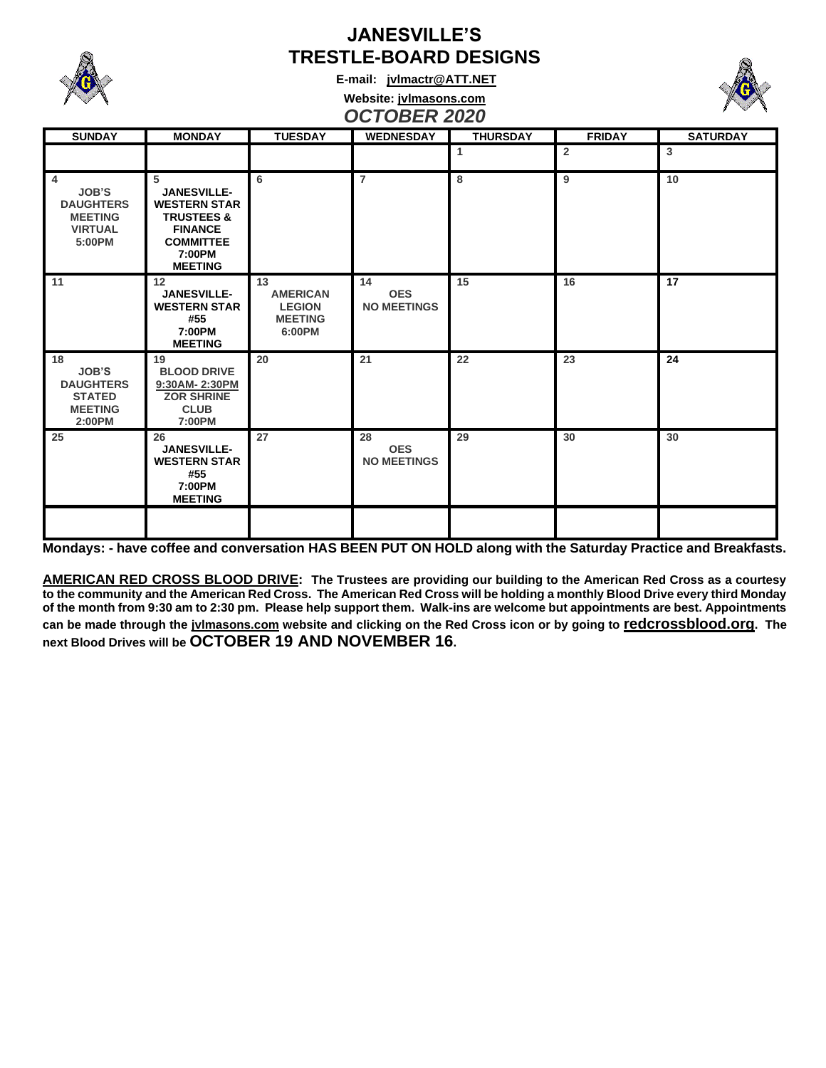# JANESVILLE'S TRESTLE-BOARD DESIGNS

**E-mail: jvlmactr@ATT.NET**

**Website: jvlmasons.com**

## *OCTOBER 2020*

| SUNDAY | MONDAY | TUESDAY | WEDNESDAY | THURSDAY | FRIDAY | SATURDAY |
|---|---|---|---|---|---|---|
| | | | | 1 | 2 | 3 |
| 4 JOB'S DAUGHTERS MEETING VIRTUAL 5:00PM | 5 JANESVILLE-WESTERN STAR TRUSTEES & FINANCE COMMITTEE 7:00PM MEETING | 6 | 7 | 8 | 9 | 10 |
| 11 | 12 JANESVILLE-WESTERN STAR #55 7:00PM MEETING | 13 AMERICAN LEGION MEETING 6:00PM | 14 OES NO MEETINGS | 15 | 16 | 17 |
| 18 JOB'S DAUGHTERS STATED MEETING 2:00PM | 19 BLOOD DRIVE 9:30AM- 2:30PM ZOR SHRINE CLUB 7:00PM | 20 | 21 | 22 | 23 | 24 |
| 25 | 26 JANESVILLE-WESTERN STAR #55 7:00PM MEETING | 27 | 28 OES NO MEETINGS | 29 | 30 | 30 |
| | | | | | | |

**Mondays: - have coffee and conversation HAS BEEN PUT ON HOLD along with the Saturday Practice and Breakfasts.**

**AMERICAN RED CROSS BLOOD DRIVE: The Trustees are providing our building to the American Red Cross as a courtesy to the community and the American Red Cross. The American Red Cross will be holding a monthly Blood Drive every third Monday of the month from 9:30 am to 2:30 pm. Please help support them. Walk-ins are welcome but appointments are best. Appointments can be made through the jvlmasons.com website and clicking on the Red Cross icon or by going to redcrossblood.org. The next Blood Drives will be OCTOBER 19 AND NOVEMBER 16.**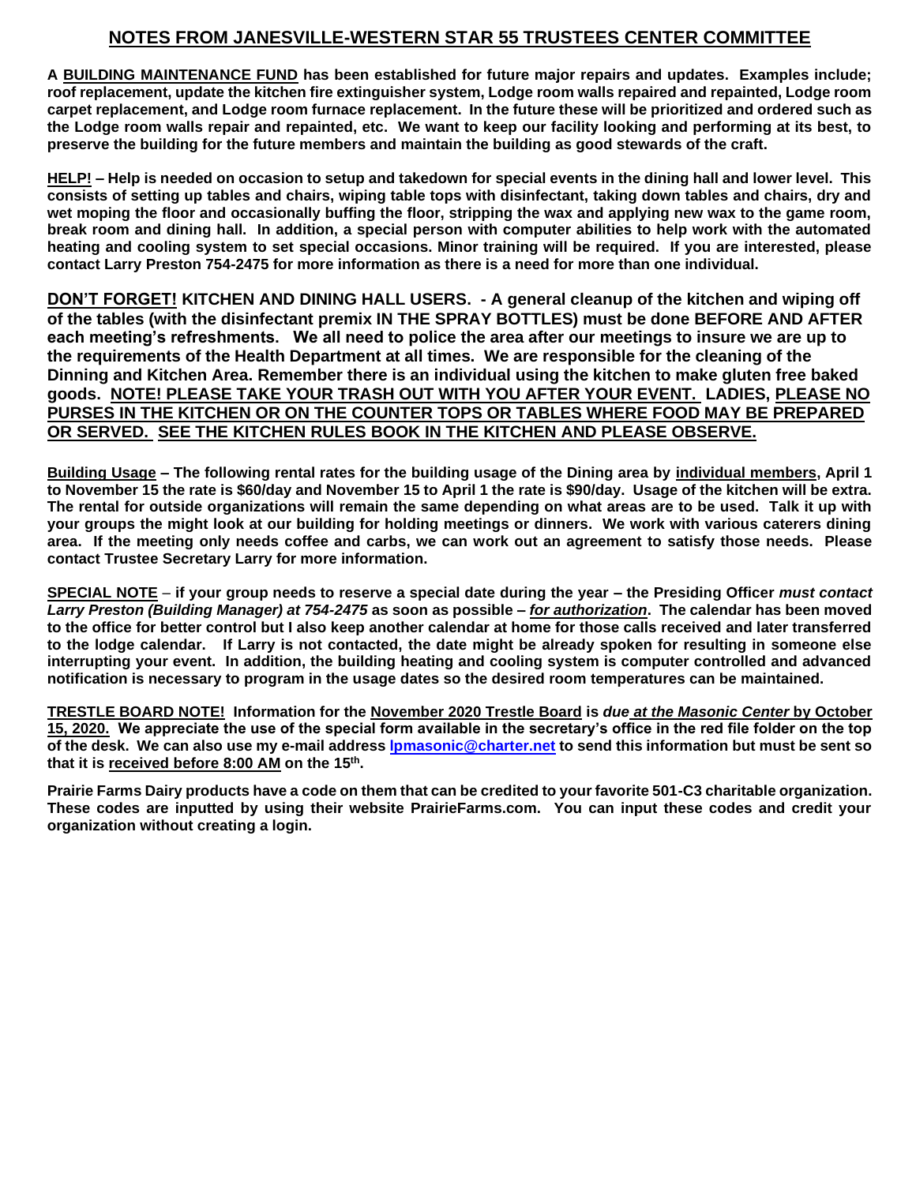## NOTES FROM JANESVILLE-WESTERN STAR 55 TRUSTEES CENTER COMMITTEE

**A BUILDING MAINTENANCE FUND has been established for future major repairs and updates. Examples include; roof replacement, update the kitchen fire extinguisher system, Lodge room walls repaired and repainted, Lodge room carpet replacement, and Lodge room furnace replacement. In the future these will be prioritized and ordered such as the Lodge room walls repair and repainted, etc. We want to keep our facility looking and performing at its best, to preserve the building for the future members and maintain the building as good stewards of the craft.**

**HELP! – Help is needed on occasion to setup and takedown for special events in the dining hall and lower level. This consists of setting up tables and chairs, wiping table tops with disinfectant, taking down tables and chairs, dry and wet moping the floor and occasionally buffing the floor, stripping the wax and applying new wax to the game room, break room and dining hall. In addition, a special person with computer abilities to help work with the automated heating and cooling system to set special occasions. Minor training will be required. If you are interested, please contact Larry Preston 754-2475 for more information as there is a need for more than one individual.**

**DON'T FORGET! KITCHEN AND DINING HALL USERS. - A general cleanup of the kitchen and wiping off of the tables (with the disinfectant premix IN THE SPRAY BOTTLES) must be done BEFORE AND AFTER each meeting's refreshments. We all need to police the area after our meetings to insure we are up to the requirements of the Health Department at all times. We are responsible for the cleaning of the Dinning and Kitchen Area. Remember there is an individual using the kitchen to make gluten free baked goods. NOTE! PLEASE TAKE YOUR TRASH OUT WITH YOU AFTER YOUR EVENT. LADIES, PLEASE NO PURSES IN THE KITCHEN OR ON THE COUNTER TOPS OR TABLES WHERE FOOD MAY BE PREPARED OR SERVED. SEE THE KITCHEN RULES BOOK IN THE KITCHEN AND PLEASE OBSERVE.**

**Building Usage – The following rental rates for the building usage of the Dining area by individual members, April 1 to November 15 the rate is $60/day and November 15 to April 1 the rate is $90/day. Usage of the kitchen will be extra. The rental for outside organizations will remain the same depending on what areas are to be used. Talk it up with your groups the might look at our building for holding meetings or dinners. We work with various caterers dining area. If the meeting only needs coffee and carbs, we can work out an agreement to satisfy those needs. Please contact Trustee Secretary Larry for more information.**

**SPECIAL NOTE – if your group needs to reserve a special date during the year – the Presiding Officer *must contact Larry Preston (Building Manager) at 754-2475* as soon as possible – *for authorization*. The calendar has been moved to the office for better control but I also keep another calendar at home for those calls received and later transferred to the lodge calendar. If Larry is not contacted, the date might be already spoken for resulting in someone else interrupting your event. In addition, the building heating and cooling system is computer controlled and advanced notification is necessary to program in the usage dates so the desired room temperatures can be maintained.**

**TRESTLE BOARD NOTE! Information for the November 2020 Trestle Board is *due at the Masonic Center* by October 15, 2020. We appreciate the use of the special form available in the secretary's office in the red file folder on the top of the desk. We can also use my e-mail address lpmasonic@charter.net to send this information but must be sent so that it is received before 8:00 AM on the 15th.**

**Prairie Farms Dairy products have a code on them that can be credited to your favorite 501-C3 charitable organization. These codes are inputted by using their website PrairieFarms.com. You can input these codes and credit your organization without creating a login.**